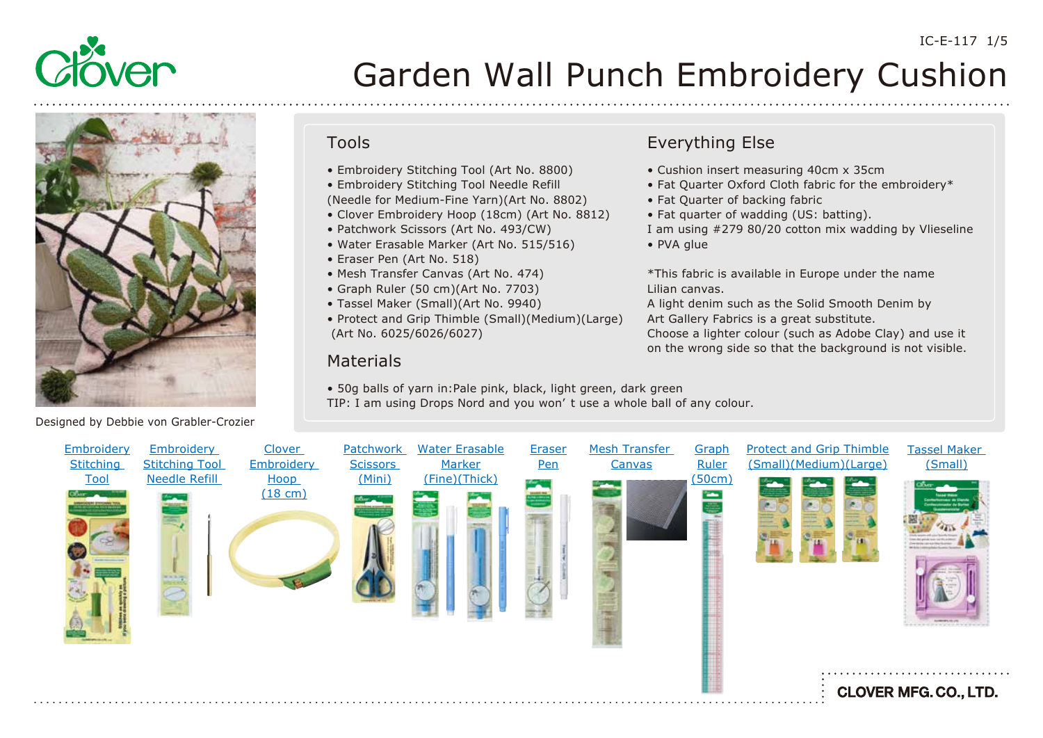# Garden Wall Punch Embroidery Cushion

Designed by Debbie von Grabler-Crozier

## Tools

- Embroidery Stitching Tool (Art No. 8800)
- Embroidery Stitching Tool Needle Refill (Needle for Medium-Fine Yarn)(Art No. 8802)
- Clover Embroidery Hoop (18cm) (Art No. 8812)
- Patchwork Scissors (Art No. 493/CW)
- Water Erasable Marker (Art No. 515/516)
- Eraser Pen (Art No. 518)
- Mesh Transfer Canvas (Art No. 474)
- Graph Ruler (50 cm)(Art No. 7703)
- Tassel Maker (Small)(Art No. 9940)
- Protect and Grip Thimble (Small)(Medium)(Large) (Art No. 6025/6026/6027)

## Materials

- 50g balls of yarn in:Pale pink, black, light green, dark green

TIP: I am using Drops Nord and you won’ t use a whole ball of any colour.

## Everything Else

- Cushion insert measuring 40cm x 35cm
- Fat Quarter Oxford Cloth fabric for the embroidery*
- Fat Quarter of backing fabric
- Fat quarter of wadding (US: batting).

I am using #279 80/20 cotton mix wadding by Vlieseline

- PVA glue

*This fabric is available in Europe under the name Lilian canvas.
A light denim such as the Solid Smooth Denim by Art Gallery Fabrics is a great substitute.
Choose a lighter colour (such as Adobe Clay) and use it on the wrong side so that the background is not visible.

Embroidery Stitching Tool | Embroidery Stitching Tool Needle Refill | Clover Embroidery Hoop (18 cm) | Patchwork Scissors (Mini) | Water Erasable Marker (Fine)(Thick) | Eraser Pen | Mesh Transfer Canvas | Graph Ruler (50cm) | Protect and Grip Thimble (Small)(Medium)(Large) | Tassel Maker (Small)

CLOVER MFG. CO., LTD.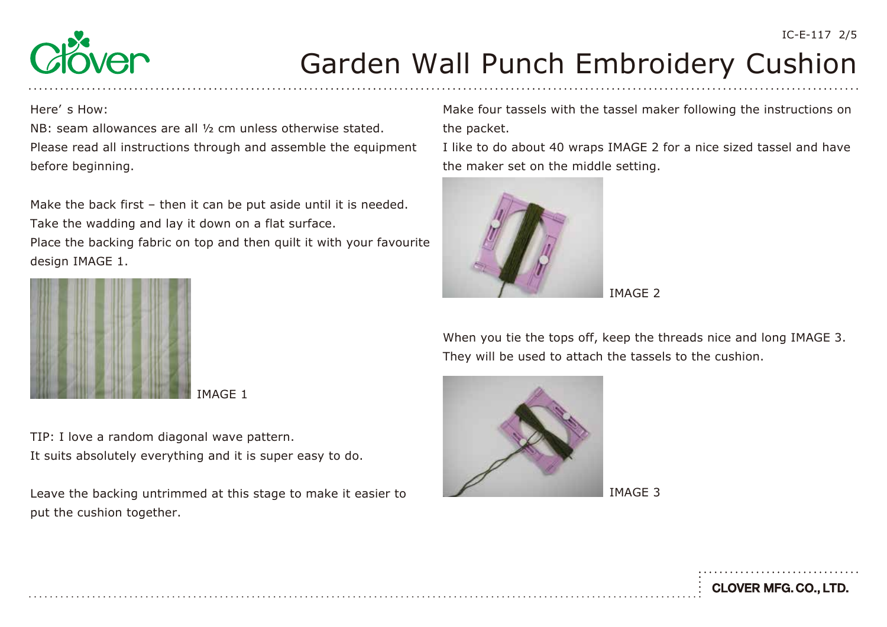# Garden Wall Punch Embroidery Cushion

Here' s How:

NB: seam allowances are all ½ cm unless otherwise stated.

Please read all instructions through and assemble the equipment before beginning.

Make the back first – then it can be put aside until it is needed.

Take the wadding and lay it down on a flat surface.

Place the backing fabric on top and then quilt it with your favourite design IMAGE 1.

IMAGE 1

TIP: I love a random diagonal wave pattern.

It suits absolutely everything and it is super easy to do.

Leave the backing untrimmed at this stage to make it easier to put the cushion together.

Make four tassels with the tassel maker following the instructions on the packet.

I like to do about 40 wraps IMAGE 2 for a nice sized tassel and have the maker set on the middle setting.

IMAGE 2

When you tie the tops off, keep the threads nice and long IMAGE 3.

They will be used to attach the tassels to the cushion.

IMAGE 3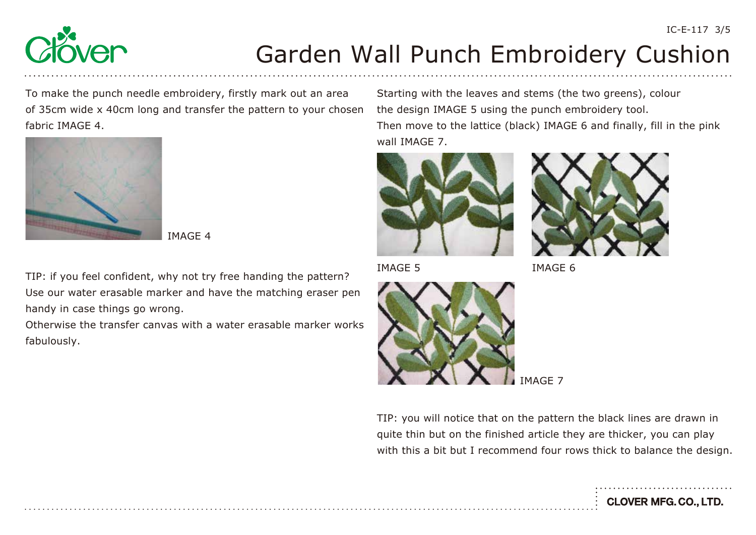# Garden Wall Punch Embroidery Cushion

To make the punch needle embroidery, firstly mark out an area of 35cm wide x 40cm long and transfer the pattern to your chosen fabric IMAGE 4.

IMAGE 4

TIP: if you feel confident, why not try free handing the pattern? Use our water erasable marker and have the matching eraser pen handy in case things go wrong.
Otherwise the transfer canvas with a water erasable marker works fabulously.

Starting with the leaves and stems (the two greens), colour the design IMAGE 5 using the punch embroidery tool.
Then move to the lattice (black) IMAGE 6 and finally, fill in the pink wall IMAGE 7.

IMAGE 5

IMAGE 6

IMAGE 7

TIP: you will notice that on the pattern the black lines are drawn in quite thin but on the finished article they are thicker, you can play with this a bit but I recommend four rows thick to balance the design.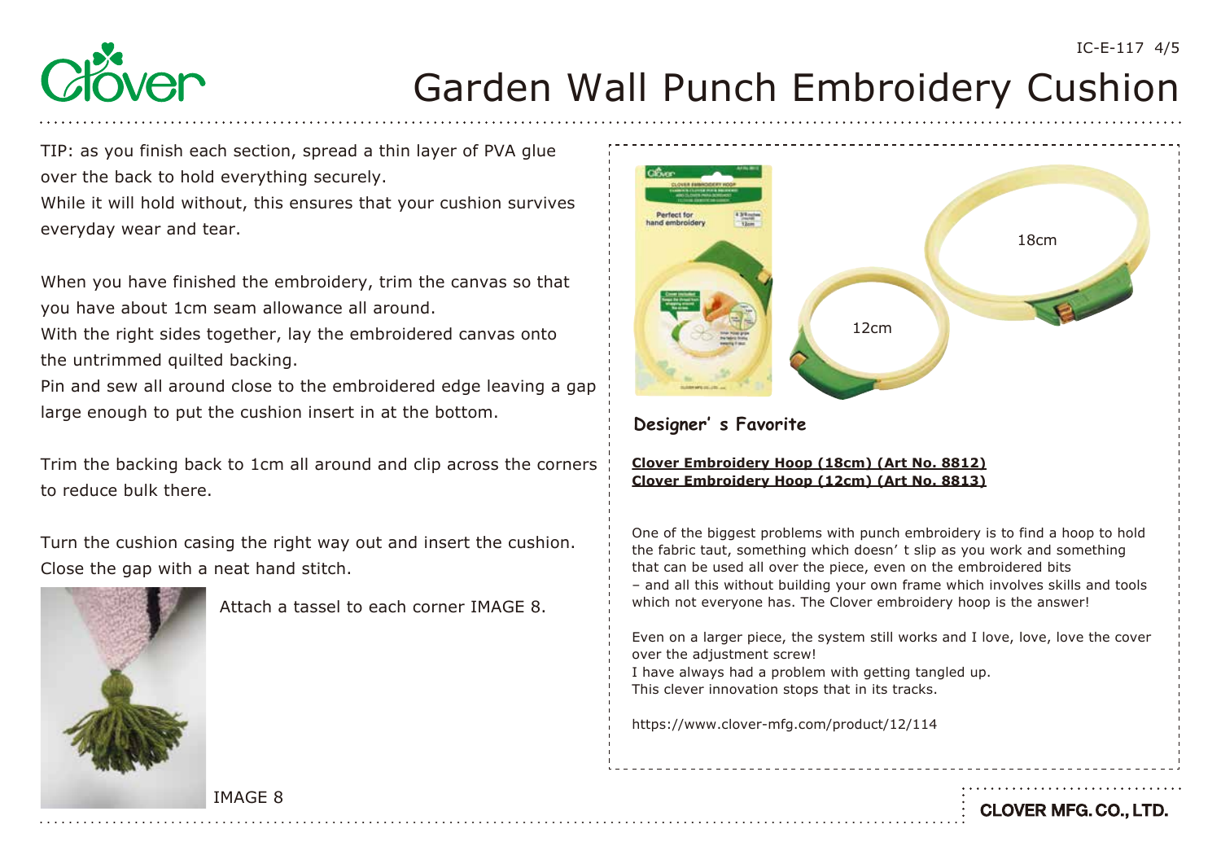# Garden Wall Punch Embroidery Cushion

TIP: as you finish each section, spread a thin layer of PVA glue over the back to hold everything securely.
While it will hold without, this ensures that your cushion survives everyday wear and tear.

When you have finished the embroidery, trim the canvas so that you have about 1cm seam allowance all around.
With the right sides together, lay the embroidered canvas onto the untrimmed quilted backing.
Pin and sew all around close to the embroidered edge leaving a gap large enough to put the cushion insert in at the bottom.

Trim the backing back to 1cm all around and clip across the corners to reduce bulk there.

Turn the cushion casing the right way out and insert the cushion.
Close the gap with a neat hand stitch.

Attach a tassel to each corner IMAGE 8.

IMAGE 8

18cm

12cm

**Designer's Favorite**

**Clover Embroidery Hoop (18cm) (Art No. 8812)**
**Clover Embroidery Hoop (12cm) (Art No. 8813)**

One of the biggest problems with punch embroidery is to find a hoop to hold the fabric taut, something which doesn't slip as you work and something that can be used all over the piece, even on the embroidered bits – and all this without building your own frame which involves skills and tools which not everyone has. The Clover embroidery hoop is the answer!

Even on a larger piece, the system still works and I love, love, love the cover over the adjustment screw!
I have always had a problem with getting tangled up.
This clever innovation stops that in its tracks.

https://www.clover-mfg.com/product/12/114

CLOVER MFG. CO., LTD.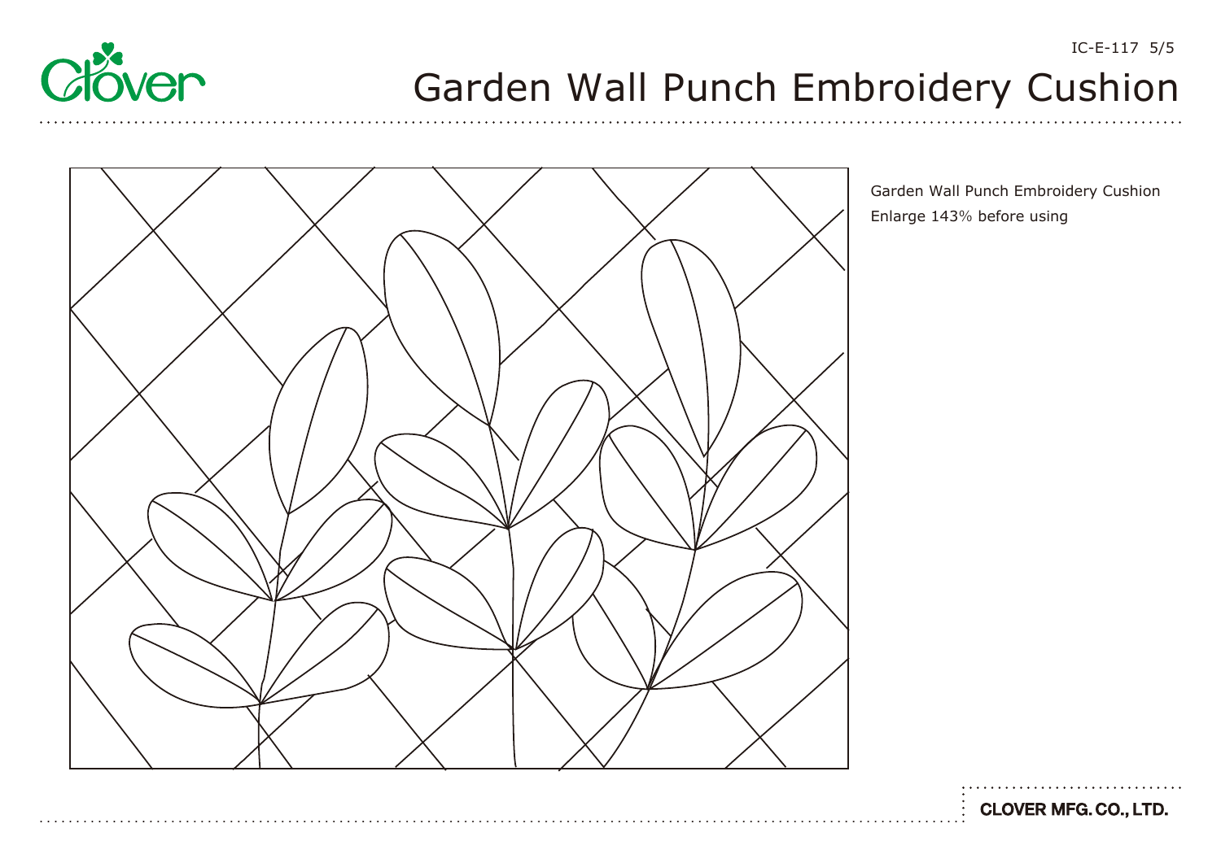# Garden Wall Punch Embroidery Cushion

Garden Wall Punch Embroidery Cushion

Enlarge 143% before using

**CLOVER MFG. CO., LTD.**